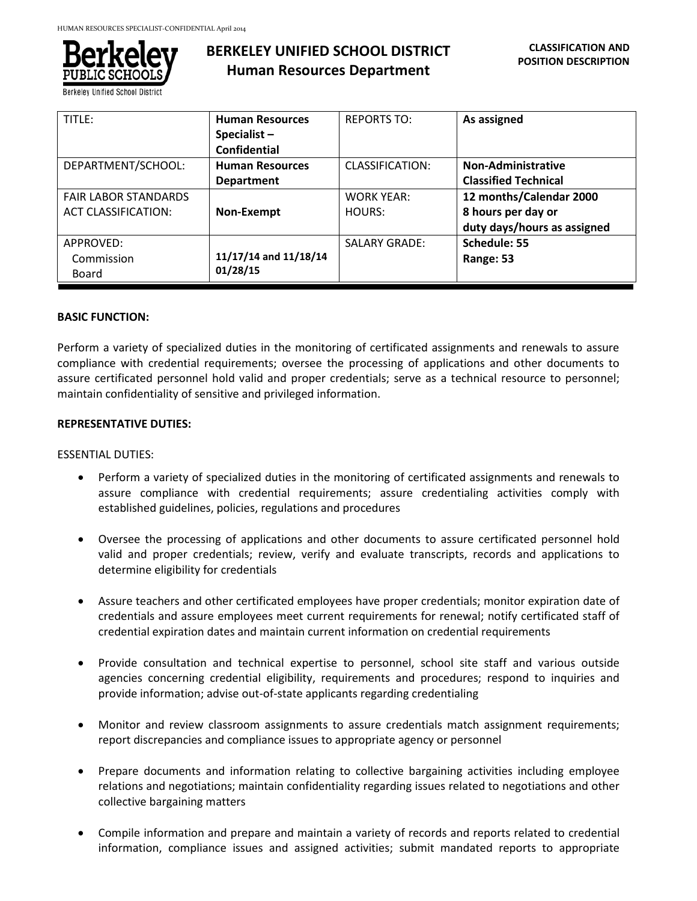# BERKELEY UNIFIED SCHOOL DISTRICT
## Human Resources Department

**CLASSIFICATION AND POSITION DESCRIPTION**

| TITLE: | **Human Resources Specialist – Confidential** | REPORTS TO: | **As assigned** |
|---|---|---|---|
| DEPARTMENT/SCHOOL: | **Human Resources Department** | CLASSIFICATION: | **Non-Administrative Classified Technical** |
| FAIR LABOR STANDARDS ACT CLASSIFICATION: | **Non-Exempt** | WORK YEAR: HOURS: | **12 months/Calendar 2000 8 hours per day or duty days/hours as assigned** |
| APPROVED: Commission Board | **11/17/14 and 11/18/14 01/28/15** | SALARY GRADE: | **Schedule: 55 Range: 53** |

**BASIC FUNCTION:**

Perform a variety of specialized duties in the monitoring of certificated assignments and renewals to assure compliance with credential requirements; oversee the processing of applications and other documents to assure certificated personnel hold valid and proper credentials; serve as a technical resource to personnel; maintain confidentiality of sensitive and privileged information.

**REPRESENTATIVE DUTIES:**

ESSENTIAL DUTIES:

- Perform a variety of specialized duties in the monitoring of certificated assignments and renewals to assure compliance with credential requirements; assure credentialing activities comply with established guidelines, policies, regulations and procedures
- Oversee the processing of applications and other documents to assure certificated personnel hold valid and proper credentials; review, verify and evaluate transcripts, records and applications to determine eligibility for credentials
- Assure teachers and other certificated employees have proper credentials; monitor expiration date of credentials and assure employees meet current requirements for renewal; notify certificated staff of credential expiration dates and maintain current information on credential requirements
- Provide consultation and technical expertise to personnel, school site staff and various outside agencies concerning credential eligibility, requirements and procedures; respond to inquiries and provide information; advise out-of-state applicants regarding credentialing
- Monitor and review classroom assignments to assure credentials match assignment requirements; report discrepancies and compliance issues to appropriate agency or personnel
- Prepare documents and information relating to collective bargaining activities including employee relations and negotiations; maintain confidentiality regarding issues related to negotiations and other collective bargaining matters
- Compile information and prepare and maintain a variety of records and reports related to credential information, compliance issues and assigned activities; submit mandated reports to appropriate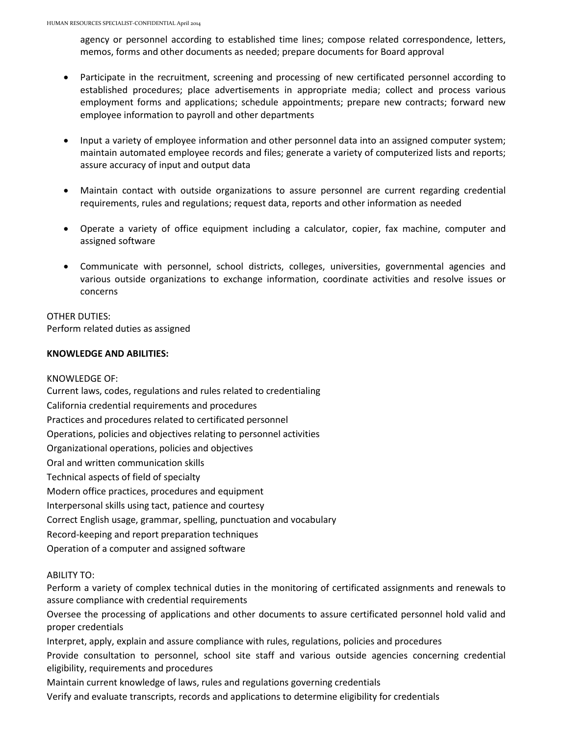agency or personnel according to established time lines; compose related correspondence, letters, memos, forms and other documents as needed; prepare documents for Board approval

- Participate in the recruitment, screening and processing of new certificated personnel according to established procedures; place advertisements in appropriate media; collect and process various employment forms and applications; schedule appointments; prepare new contracts; forward new employee information to payroll and other departments

- Input a variety of employee information and other personnel data into an assigned computer system; maintain automated employee records and files; generate a variety of computerized lists and reports; assure accuracy of input and output data

- Maintain contact with outside organizations to assure personnel are current regarding credential requirements, rules and regulations; request data, reports and other information as needed

- Operate a variety of office equipment including a calculator, copier, fax machine, computer and assigned software

- Communicate with personnel, school districts, colleges, universities, governmental agencies and various outside organizations to exchange information, coordinate activities and resolve issues or concerns

OTHER DUTIES:
Perform related duties as assigned

**KNOWLEDGE AND ABILITIES:**

KNOWLEDGE OF:
Current laws, codes, regulations and rules related to credentialing
California credential requirements and procedures
Practices and procedures related to certificated personnel
Operations, policies and objectives relating to personnel activities
Organizational operations, policies and objectives
Oral and written communication skills
Technical aspects of field of specialty
Modern office practices, procedures and equipment
Interpersonal skills using tact, patience and courtesy
Correct English usage, grammar, spelling, punctuation and vocabulary
Record-keeping and report preparation techniques
Operation of a computer and assigned software

ABILITY TO:
Perform a variety of complex technical duties in the monitoring of certificated assignments and renewals to assure compliance with credential requirements
Oversee the processing of applications and other documents to assure certificated personnel hold valid and proper credentials
Interpret, apply, explain and assure compliance with rules, regulations, policies and procedures
Provide consultation to personnel, school site staff and various outside agencies concerning credential eligibility, requirements and procedures
Maintain current knowledge of laws, rules and regulations governing credentials
Verify and evaluate transcripts, records and applications to determine eligibility for credentials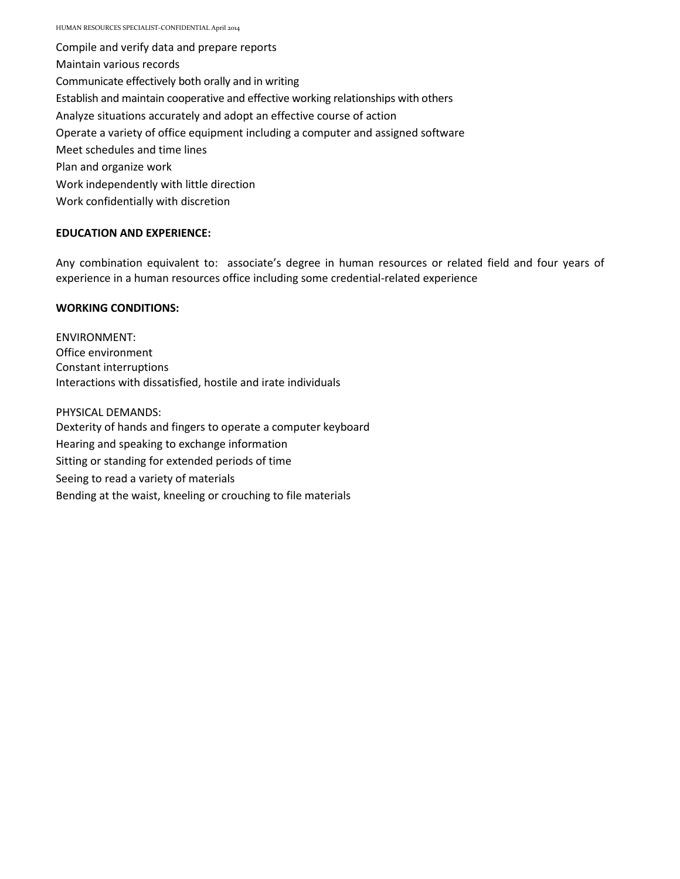Compile and verify data and prepare reports
Maintain various records
Communicate effectively both orally and in writing
Establish and maintain cooperative and effective working relationships with others
Analyze situations accurately and adopt an effective course of action
Operate a variety of office equipment including a computer and assigned software
Meet schedules and time lines
Plan and organize work
Work independently with little direction
Work confidentially with discretion

**EDUCATION AND EXPERIENCE:**

Any combination equivalent to: associate's degree in human resources or related field and four years of experience in a human resources office including some credential-related experience

**WORKING CONDITIONS:**

ENVIRONMENT:
Office environment
Constant interruptions
Interactions with dissatisfied, hostile and irate individuals

PHYSICAL DEMANDS:
Dexterity of hands and fingers to operate a computer keyboard
Hearing and speaking to exchange information
Sitting or standing for extended periods of time
Seeing to read a variety of materials
Bending at the waist, kneeling or crouching to file materials